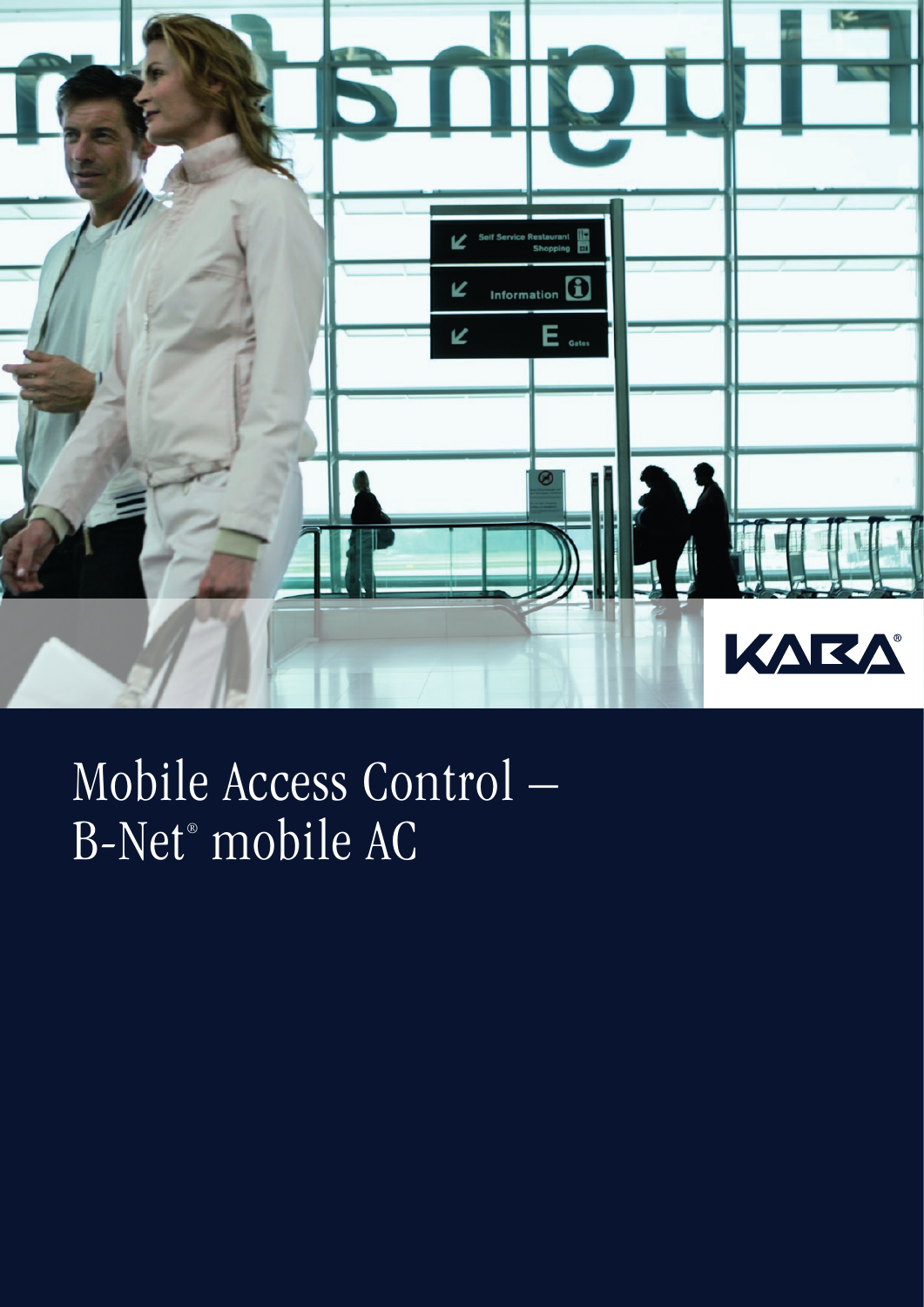# Mobile Access Control – B-Net® mobile AC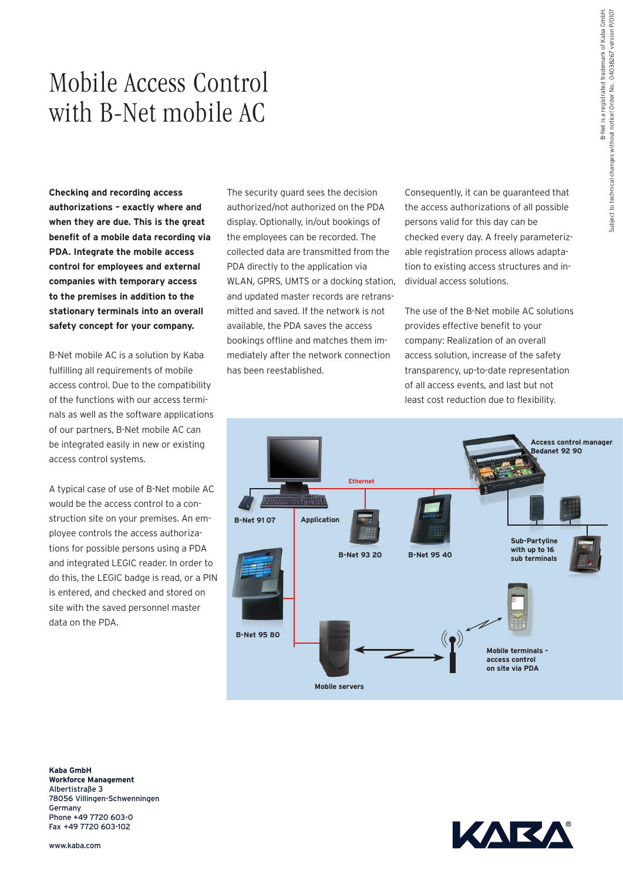# Mobile Access Control with B-Net mobile AC

**Checking and recording access authorizations – exactly where and when they are due. This is the great benefit of a mobile data recording via PDA. Integrate the mobile access control for employees and external companies with temporary access to the premises in addition to the stationary terminals into an overall safety concept for your company.**

B-Net mobile AC is a solution by Kaba fulfilling all requirements of mobile access control. Due to the compatibility of the functions with our access terminals as well as the software applications of our partners, B-Net mobile AC can be integrated easily in new or existing access control systems.

A typical case of use of B-Net mobile AC would be the access control to a construction site on your premises. An employee controls the access authorizations for possible persons using a PDA and integrated LEGIC reader. In order to do this, the LEGIC badge is read, or a PIN is entered, and checked and stored on site with the saved personnel master data on the PDA.

The security guard sees the decision authorized/not authorized on the PDA display. Optionally, in/out bookings of the employees can be recorded. The collected data are transmitted from the PDA directly to the application via WLAN, GPRS, UMTS or a docking station, and updated master records are retransmitted and saved. If the network is not available, the PDA saves the access bookings offline and matches them immediately after the network connection has been reestablished.

Consequently, it can be guaranteed that the access authorizations of all possible persons valid for this day can be checked every day. A freely parameterizable registration process allows adaptation to existing access structures and individual access solutions.

The use of the B-Net mobile AC solutions provides effective benefit to your company: Realization of an overall access solution, increase of the safety transparency, up-to-date representation of all access events, and last but not least cost reduction due to flexibility.

Ethernet

B-Net 91 07

Application

B-Net 93 20

B-Net 95 40

Access control manager Bedanet 92 90

Sub-Partyline with up to 16 sub terminals

B-Net 95 80

Mobile servers

Mobile terminals – access control on site via PDA

**Kaba GmbH**
**Workforce Management**
Albertistraße 3
78056 Villingen-Schwenningen
Germany
Phone +49 7720 603-0
Fax +49 7720 603-102

www.kaba.com

B-Net is a registrated trademark of Kaba GmbH.
Subject to technical changes without notice! Order No. 04038267 version P/0107